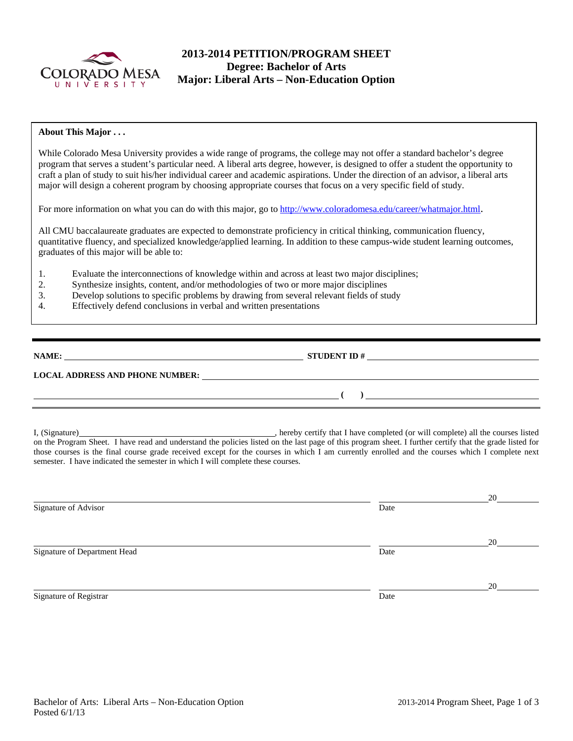# 2013-2014 PETITION/PROGRAM SHEET
## Degree: Bachelor of Arts
## Major: Liberal Arts – Non-Education Option

**About This Major . . .**

While Colorado Mesa University provides a wide range of programs, the college may not offer a standard bachelor's degree program that serves a student's particular need. A liberal arts degree, however, is designed to offer a student the opportunity to craft a plan of study to suit his/her individual career and academic aspirations. Under the direction of an advisor, a liberal arts major will design a coherent program by choosing appropriate courses that focus on a very specific field of study.

For more information on what you can do with this major, go to http://www.coloradomesa.edu/career/whatmajor.html.

All CMU baccalaureate graduates are expected to demonstrate proficiency in critical thinking, communication fluency, quantitative fluency, and specialized knowledge/applied learning. In addition to these campus-wide student learning outcomes, graduates of this major will be able to:

1. Evaluate the interconnections of knowledge within and across at least two major disciplines;
2. Synthesize insights, content, and/or methodologies of two or more major disciplines
3. Develop solutions to specific problems by drawing from several relevant fields of study
4. Effectively defend conclusions in verbal and written presentations

---

**NAME:** ______________________________ **STUDENT ID #** ______________________________

**LOCAL ADDRESS AND PHONE NUMBER:** ______________________________

______________________________ **( )** ______________________________

I, (Signature)______________________________, hereby certify that I have completed (or will complete) all the courses listed on the Program Sheet. I have read and understand the policies listed on the last page of this program sheet. I further certify that the grade listed for those courses is the final course grade received except for the courses in which I am currently enrolled and the courses which I complete next semester. I have indicated the semester in which I will complete these courses.

______________________________ ______________ 20______
Signature of Advisor Date

______________________________ ______________ 20______
Signature of Department Head Date

______________________________ ______________ 20______
Signature of Registrar Date

Bachelor of Arts: Liberal Arts – Non-Education Option
Posted 6/1/13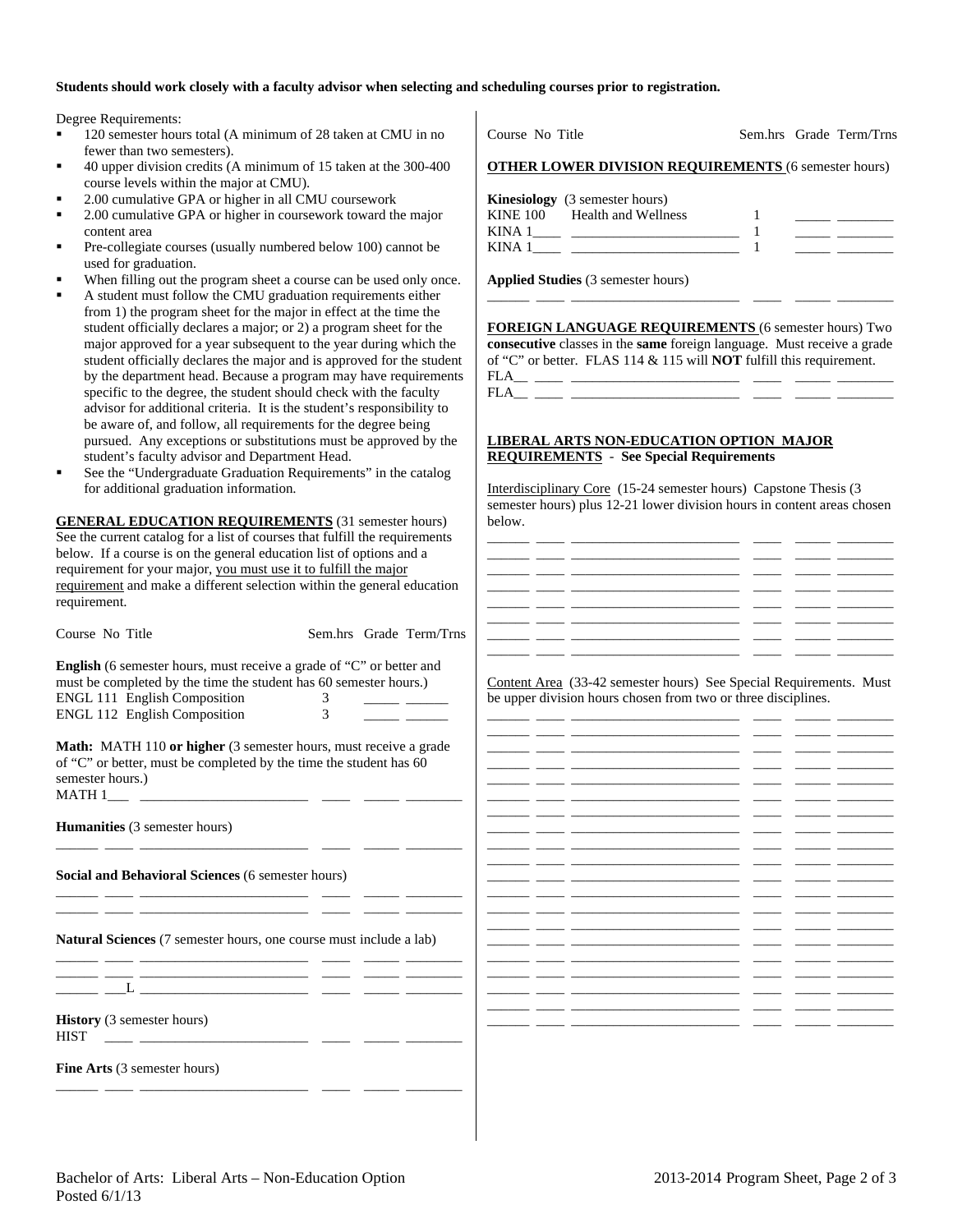**Students should work closely with a faculty advisor when selecting and scheduling courses prior to registration.**

Degree Requirements:

- 120 semester hours total (A minimum of 28 taken at CMU in no fewer than two semesters).
- 40 upper division credits (A minimum of 15 taken at the 300-400 course levels within the major at CMU).
- 2.00 cumulative GPA or higher in all CMU coursework
- 2.00 cumulative GPA or higher in coursework toward the major content area
- Pre-collegiate courses (usually numbered below 100) cannot be used for graduation.
- When filling out the program sheet a course can be used only once.
- A student must follow the CMU graduation requirements either from 1) the program sheet for the major in effect at the time the student officially declares a major; or 2) a program sheet for the major approved for a year subsequent to the year during which the student officially declares the major and is approved for the student by the department head. Because a program may have requirements specific to the degree, the student should check with the faculty advisor for additional criteria. It is the student's responsibility to be aware of, and follow, all requirements for the degree being pursued. Any exceptions or substitutions must be approved by the student's faculty advisor and Department Head.
- See the "Undergraduate Graduation Requirements" in the catalog for additional graduation information.

**GENERAL EDUCATION REQUIREMENTS** (31 semester hours) See the current catalog for a list of courses that fulfill the requirements below. If a course is on the general education list of options and a requirement for your major, you must use it to fulfill the major requirement and make a different selection within the general education requirement.

| Course | No | Title | Sem.hrs | Grade | Term/Trns |
|---|---|---|---|---|---|
| **English** (6 semester hours, must receive a grade of "C" or better and must be completed by the time the student has 60 semester hours.) | | | | | |
| ENGL | 111 | English Composition | 3 | | |
| ENGL | 112 | English Composition | 3 | | |
| **Math:** MATH 110 **or higher** (3 semester hours, must receive a grade of "C" or better, must be completed by the time the student has 60 semester hours.) | | | | | |
| MATH | 1___ | | | | |
| **Humanities** (3 semester hours) | | | | | |
| | | | | | |
| **Social and Behavioral Sciences** (6 semester hours) | | | | | |
| | | | | | |
| | | | | | |
| **Natural Sciences** (7 semester hours, one course must include a lab) | | | | | |
| | | | | | |
| | | | | | |
| | ___L | | | | |
| **History** (3 semester hours) | | | | | |
| HIST | | | | | |
| **Fine Arts** (3 semester hours) | | | | | |
| | | | | | |

**OTHER LOWER DIVISION REQUIREMENTS** (6 semester hours)

| Course | No | Title | Sem.hrs | Grade | Term/Trns |
|---|---|---|---|---|---|
| **Kinesiology** (3 semester hours) | | | | | |
| KINE | 100 | Health and Wellness | 1 | | |
| KINA | 1____ | | 1 | | |
| KINA | 1____ | | 1 | | |
| **Applied Studies** (3 semester hours) | | | | | |
| | | | | | |

**FOREIGN LANGUAGE REQUIREMENTS** (6 semester hours) Two **consecutive** classes in the **same** foreign language. Must receive a grade of "C" or better. FLAS 114 & 115 will **NOT** fulfill this requirement.

| Course | No | Title | Sem.hrs | Grade | Term/Trns |
|---|---|---|---|---|---|
| FLA__ | | | | | |
| FLA__ | | | | | |

**LIBERAL ARTS NON-EDUCATION OPTION MAJOR REQUIREMENTS - See Special Requirements**

Interdisciplinary Core (15-24 semester hours) Capstone Thesis (3 semester hours) plus 12-21 lower division hours in content areas chosen below.

| Course | No | Title | Sem.hrs | Grade | Term/Trns |
|---|---|---|---|---|---|
| | | | | | |
| | | | | | |
| | | | | | |
| | | | | | |
| | | | | | |
| | | | | | |
| | | | | | |
| | | | | | |

Content Area (33-42 semester hours) See Special Requirements. Must be upper division hours chosen from two or three disciplines.

| Course | No | Title | Sem.hrs | Grade | Term/Trns |
|---|---|---|---|---|---|
| | | | | | |
| | | | | | |
| | | | | | |
| | | | | | |
| | | | | | |
| | | | | | |
| | | | | | |
| | | | | | |
| | | | | | |
| | | | | | |
| | | | | | |
| | | | | | |
| | | | | | |
| | | | | | |
| | | | | | |
| | | | | | |
| | | | | | |
| | | | | | |
| | | | | | |
| | | | | | |

Bachelor of Arts: Liberal Arts – Non-Education Option
Posted 6/1/13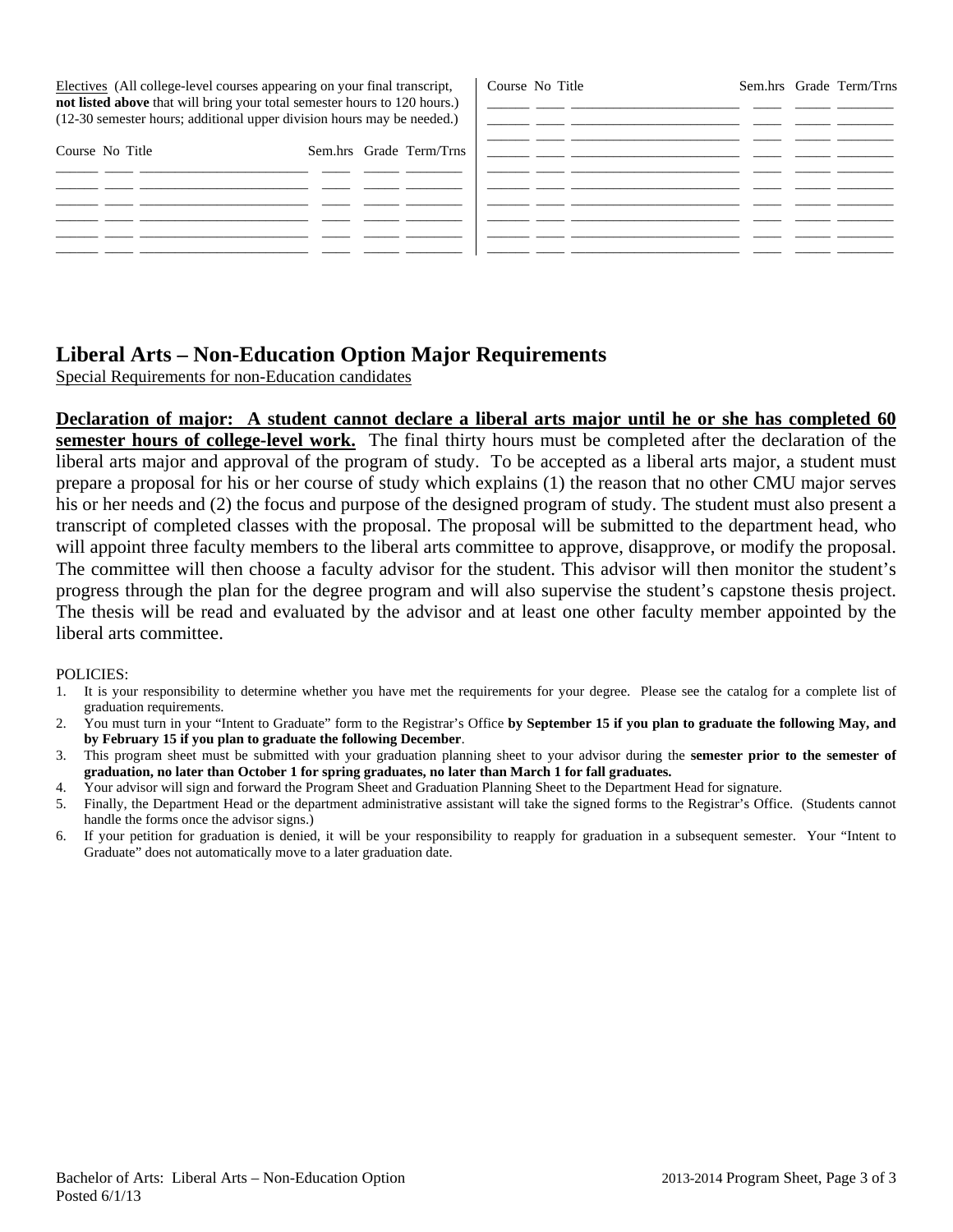Electives (All college-level courses appearing on your final transcript, **not listed above** that will bring your total semester hours to 120 hours.) (12-30 semester hours; additional upper division hours may be needed.)

| Course | No | Title | Sem.hrs | Grade | Term/Trns |
|---|---|---|---|---|---|
| | | | | | |
| | | | | | |
| | | | | | |
| | | | | | |
| | | | | | |
| | | | | | |
| | | | | | |
| | | | | | |
| | | | | | |
| | | | | | |
| | | | | | |
| | | | | | |
| | | | | | |
| | | | | | |
| | | | | | |

## Liberal Arts – Non-Education Option Major Requirements

Special Requirements for non-Education candidates

**Declaration of major: A student cannot declare a liberal arts major until he or she has completed 60 semester hours of college-level work.** The final thirty hours must be completed after the declaration of the liberal arts major and approval of the program of study. To be accepted as a liberal arts major, a student must prepare a proposal for his or her course of study which explains (1) the reason that no other CMU major serves his or her needs and (2) the focus and purpose of the designed program of study. The student must also present a transcript of completed classes with the proposal. The proposal will be submitted to the department head, who will appoint three faculty members to the liberal arts committee to approve, disapprove, or modify the proposal. The committee will then choose a faculty advisor for the student. This advisor will then monitor the student's progress through the plan for the degree program and will also supervise the student's capstone thesis project. The thesis will be read and evaluated by the advisor and at least one other faculty member appointed by the liberal arts committee.

POLICIES:

1. It is your responsibility to determine whether you have met the requirements for your degree. Please see the catalog for a complete list of graduation requirements.
2. You must turn in your "Intent to Graduate" form to the Registrar's Office **by September 15 if you plan to graduate the following May, and by February 15 if you plan to graduate the following December**.
3. This program sheet must be submitted with your graduation planning sheet to your advisor during the **semester prior to the semester of graduation, no later than October 1 for spring graduates, no later than March 1 for fall graduates.**
4. Your advisor will sign and forward the Program Sheet and Graduation Planning Sheet to the Department Head for signature.
5. Finally, the Department Head or the department administrative assistant will take the signed forms to the Registrar's Office. (Students cannot handle the forms once the advisor signs.)
6. If your petition for graduation is denied, it will be your responsibility to reapply for graduation in a subsequent semester. Your "Intent to Graduate" does not automatically move to a later graduation date.